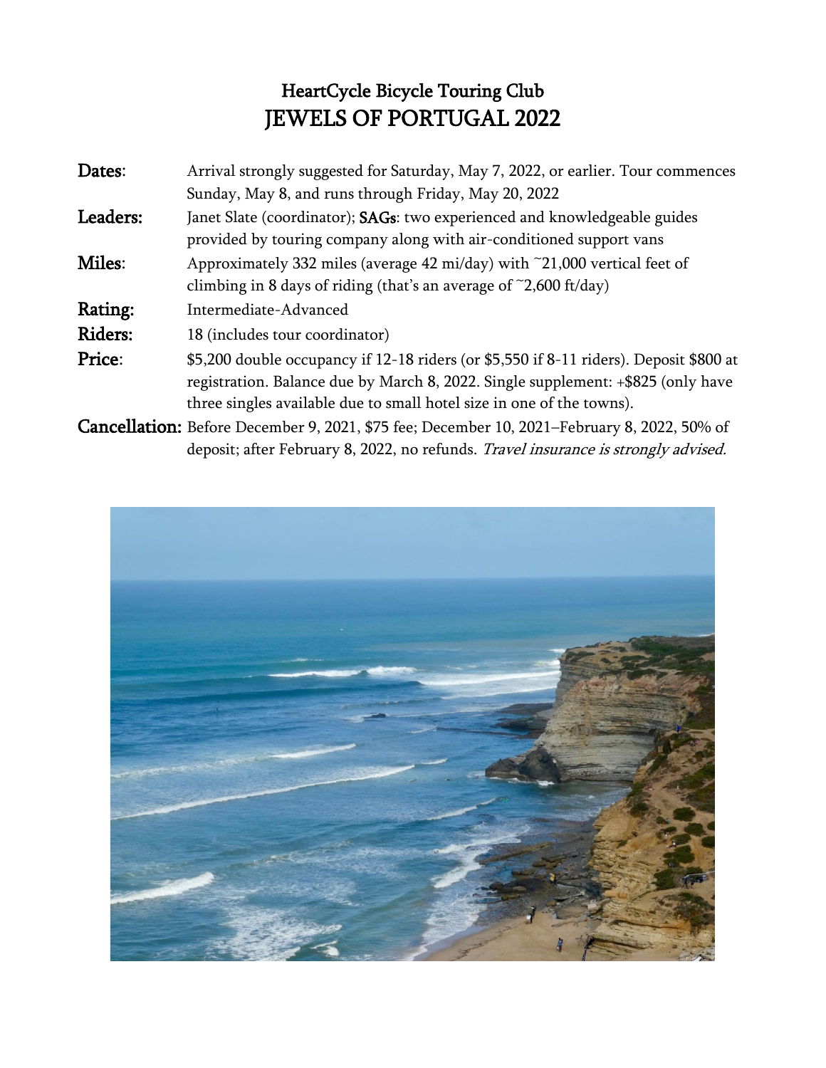# HeartCycle Bicycle Touring Club
# JEWELS OF PORTUGAL 2022

**Dates**: Arrival strongly suggested for Saturday, May 7, 2022, or earlier. Tour commences Sunday, May 8, and runs through Friday, May 20, 2022

**Leaders:** Janet Slate (coordinator); **SAGs**: two experienced and knowledgeable guides provided by touring company along with air-conditioned support vans

**Miles**: Approximately 332 miles (average 42 mi/day) with ~21,000 vertical feet of climbing in 8 days of riding (that's an average of ~2,600 ft/day)

**Rating:** Intermediate-Advanced

**Riders:** 18 (includes tour coordinator)

**Price**: $5,200 double occupancy if 12-18 riders (or $5,550 if 8-11 riders). Deposit $800 at registration. Balance due by March 8, 2022. Single supplement: +$825 (only have three singles available due to small hotel size in one of the towns).

**Cancellation:** Before December 9, 2021, $75 fee; December 10, 2021–February 8, 2022, 50% of deposit; after February 8, 2022, no refunds. *Travel insurance is strongly advised.*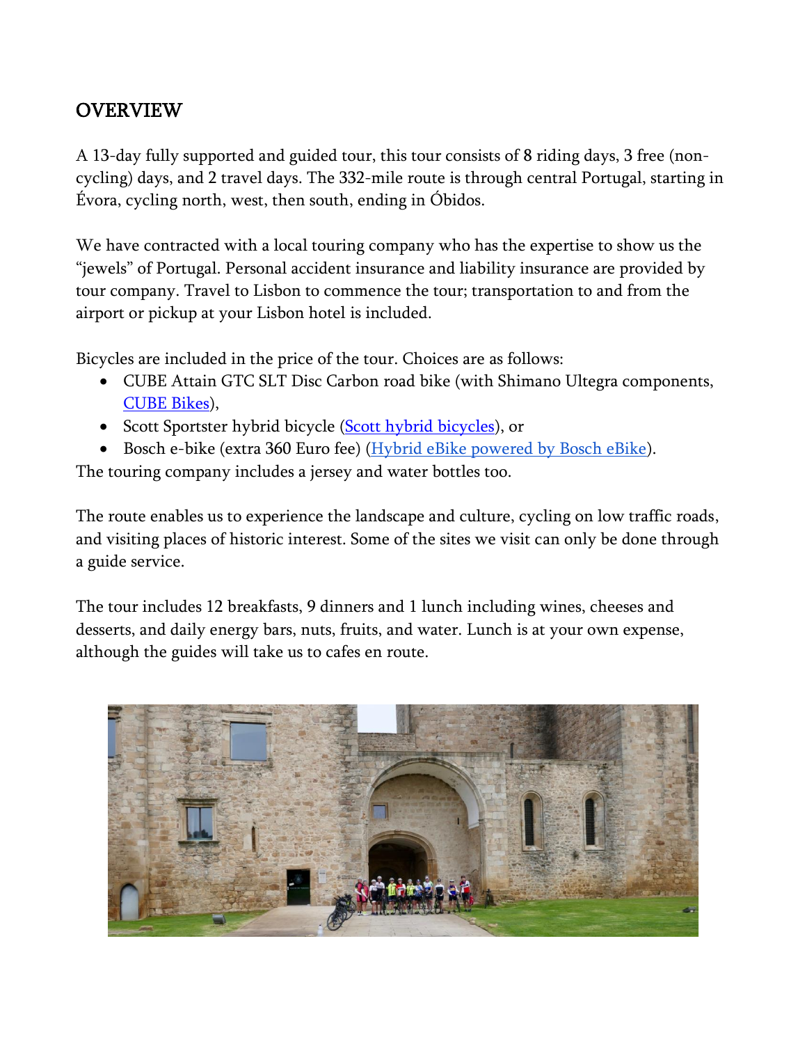## OVERVIEW

A 13-day fully supported and guided tour, this tour consists of 8 riding days, 3 free (non-cycling) days, and 2 travel days. The 332-mile route is through central Portugal, starting in Évora, cycling north, west, then south, ending in Óbidos.

We have contracted with a local touring company who has the expertise to show us the "jewels" of Portugal. Personal accident insurance and liability insurance are provided by tour company. Travel to Lisbon to commence the tour; transportation to and from the airport or pickup at your Lisbon hotel is included.

Bicycles are included in the price of the tour. Choices are as follows:

- CUBE Attain GTC SLT Disc Carbon road bike (with Shimano Ultegra components, CUBE Bikes),
- Scott Sportster hybrid bicycle (Scott hybrid bicycles), or
- Bosch e-bike (extra 360 Euro fee) (Hybrid eBike powered by Bosch eBike).

The touring company includes a jersey and water bottles too.

The route enables us to experience the landscape and culture, cycling on low traffic roads, and visiting places of historic interest. Some of the sites we visit can only be done through a guide service.

The tour includes 12 breakfasts, 9 dinners and 1 lunch including wines, cheeses and desserts, and daily energy bars, nuts, fruits, and water. Lunch is at your own expense, although the guides will take us to cafes en route.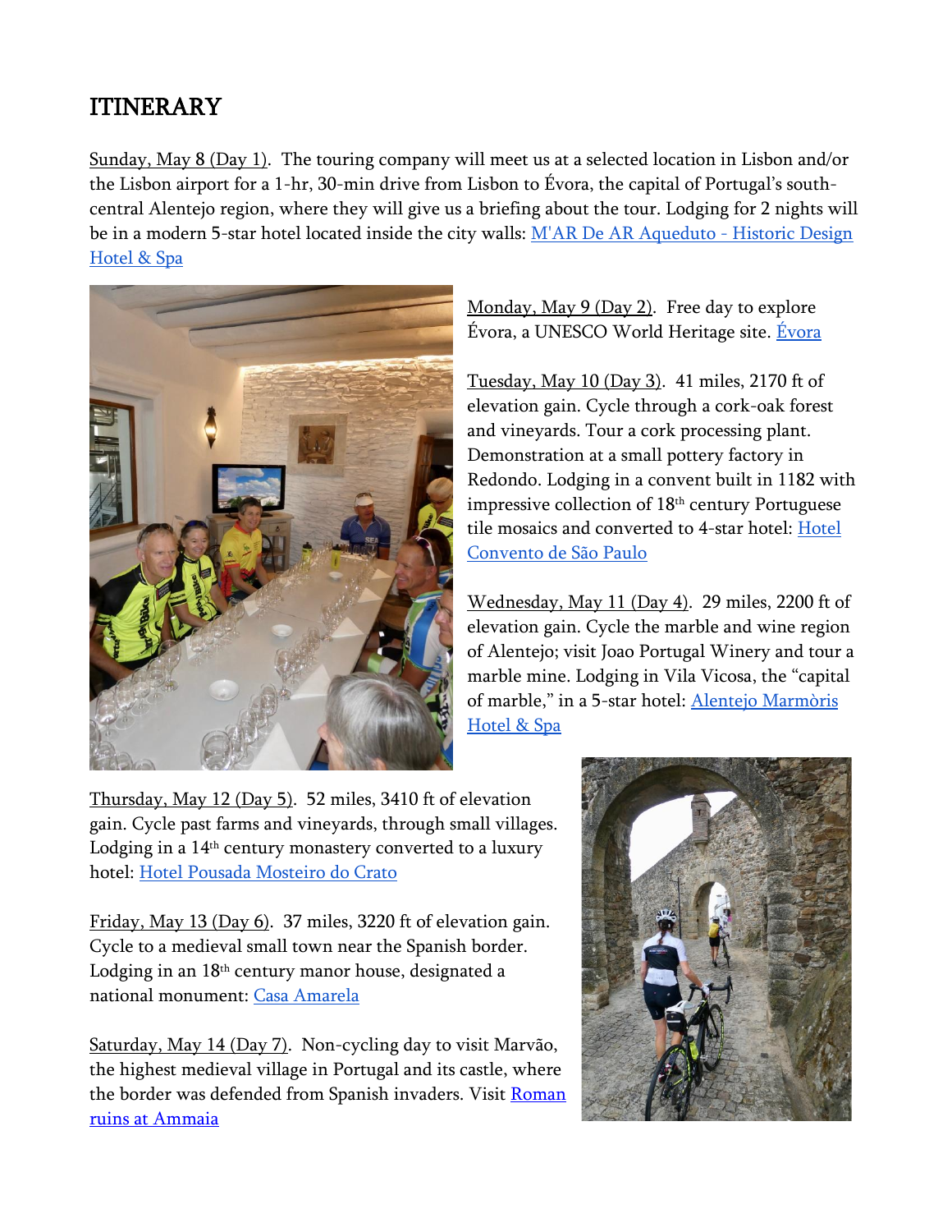# ITINERARY

Sunday, May 8 (Day 1). The touring company will meet us at a selected location in Lisbon and/or the Lisbon airport for a 1-hr, 30-min drive from Lisbon to Évora, the capital of Portugal's south-central Alentejo region, where they will give us a briefing about the tour. Lodging for 2 nights will be in a modern 5-star hotel located inside the city walls: M'AR De AR Aqueduto - Historic Design Hotel & Spa

Monday, May 9 (Day 2). Free day to explore Évora, a UNESCO World Heritage site. Évora

Tuesday, May 10 (Day 3). 41 miles, 2170 ft of elevation gain. Cycle through a cork-oak forest and vineyards. Tour a cork processing plant. Demonstration at a small pottery factory in Redondo. Lodging in a convent built in 1182 with impressive collection of 18th century Portuguese tile mosaics and converted to 4-star hotel: Hotel Convento de São Paulo

Wednesday, May 11 (Day 4). 29 miles, 2200 ft of elevation gain. Cycle the marble and wine region of Alentejo; visit Joao Portugal Winery and tour a marble mine. Lodging in Vila Vicosa, the "capital of marble," in a 5-star hotel: Alentejo Marmòris Hotel & Spa

Thursday, May 12 (Day 5). 52 miles, 3410 ft of elevation gain. Cycle past farms and vineyards, through small villages. Lodging in a 14th century monastery converted to a luxury hotel: Hotel Pousada Mosteiro do Crato

Friday, May 13 (Day 6). 37 miles, 3220 ft of elevation gain. Cycle to a medieval small town near the Spanish border. Lodging in an 18th century manor house, designated a national monument: Casa Amarela

Saturday, May 14 (Day 7). Non-cycling day to visit Marvão, the highest medieval village in Portugal and its castle, where the border was defended from Spanish invaders. Visit Roman ruins at Ammaia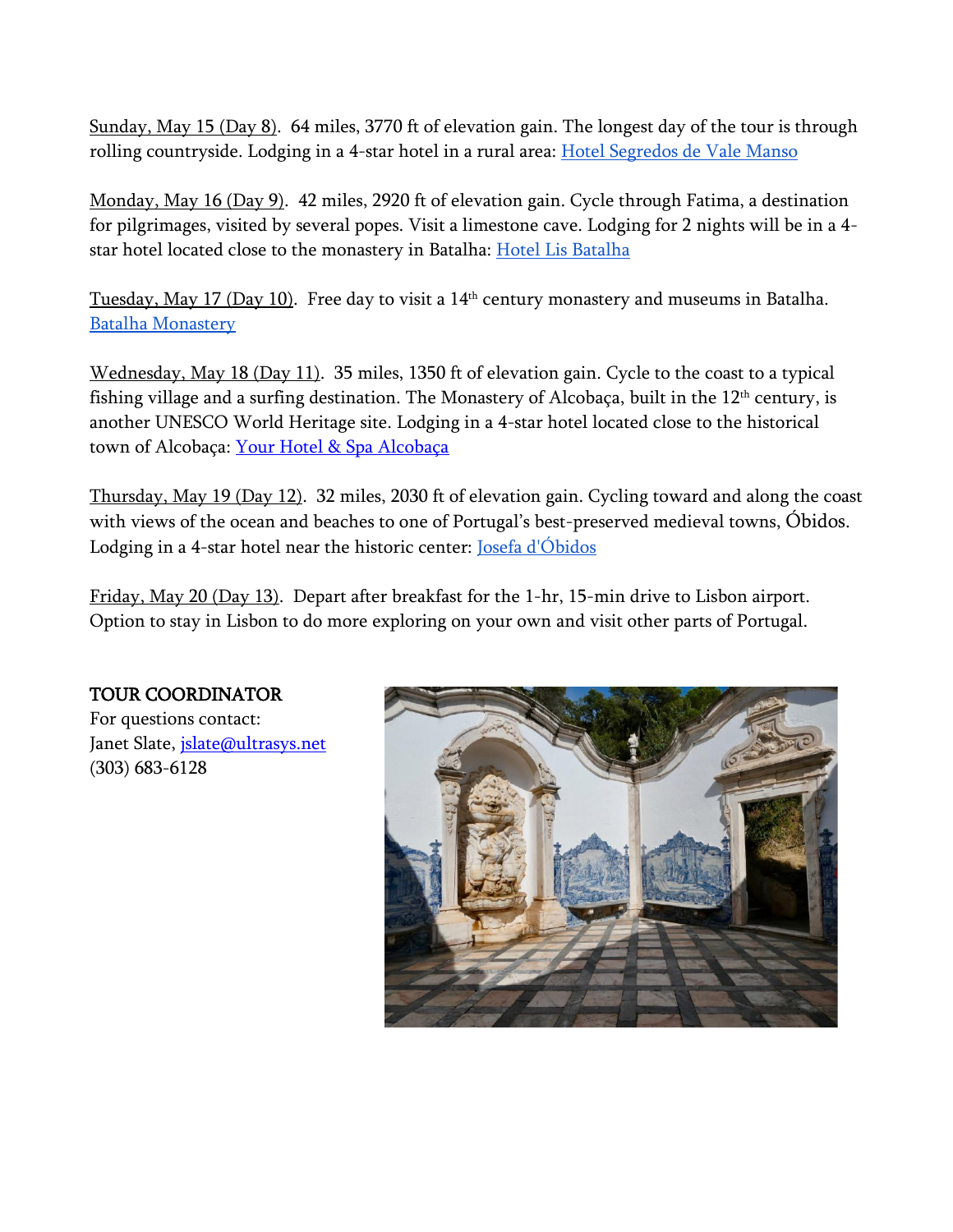Sunday, May 15 (Day 8). 64 miles, 3770 ft of elevation gain. The longest day of the tour is through rolling countryside. Lodging in a 4-star hotel in a rural area: [Hotel Segredos de Vale Manso]

Monday, May 16 (Day 9). 42 miles, 2920 ft of elevation gain. Cycle through Fatima, a destination for pilgrimages, visited by several popes. Visit a limestone cave. Lodging for 2 nights will be in a 4-star hotel located close to the monastery in Batalha: [Hotel Lis Batalha]

Tuesday, May 17 (Day 10). Free day to visit a 14th century monastery and museums in Batalha. [Batalha Monastery]

Wednesday, May 18 (Day 11). 35 miles, 1350 ft of elevation gain. Cycle to the coast to a typical fishing village and a surfing destination. The Monastery of Alcobaça, built in the 12th century, is another UNESCO World Heritage site. Lodging in a 4-star hotel located close to the historical town of Alcobaça: [Your Hotel & Spa Alcobaça]

Thursday, May 19 (Day 12). 32 miles, 2030 ft of elevation gain. Cycling toward and along the coast with views of the ocean and beaches to one of Portugal's best-preserved medieval towns, Óbidos. Lodging in a 4-star hotel near the historic center: [Josefa d'Óbidos]

Friday, May 20 (Day 13). Depart after breakfast for the 1-hr, 15-min drive to Lisbon airport. Option to stay in Lisbon to do more exploring on your own and visit other parts of Portugal.

**TOUR COORDINATOR**

For questions contact:
Janet Slate, jslate@ultrasys.net
(303) 683-6128